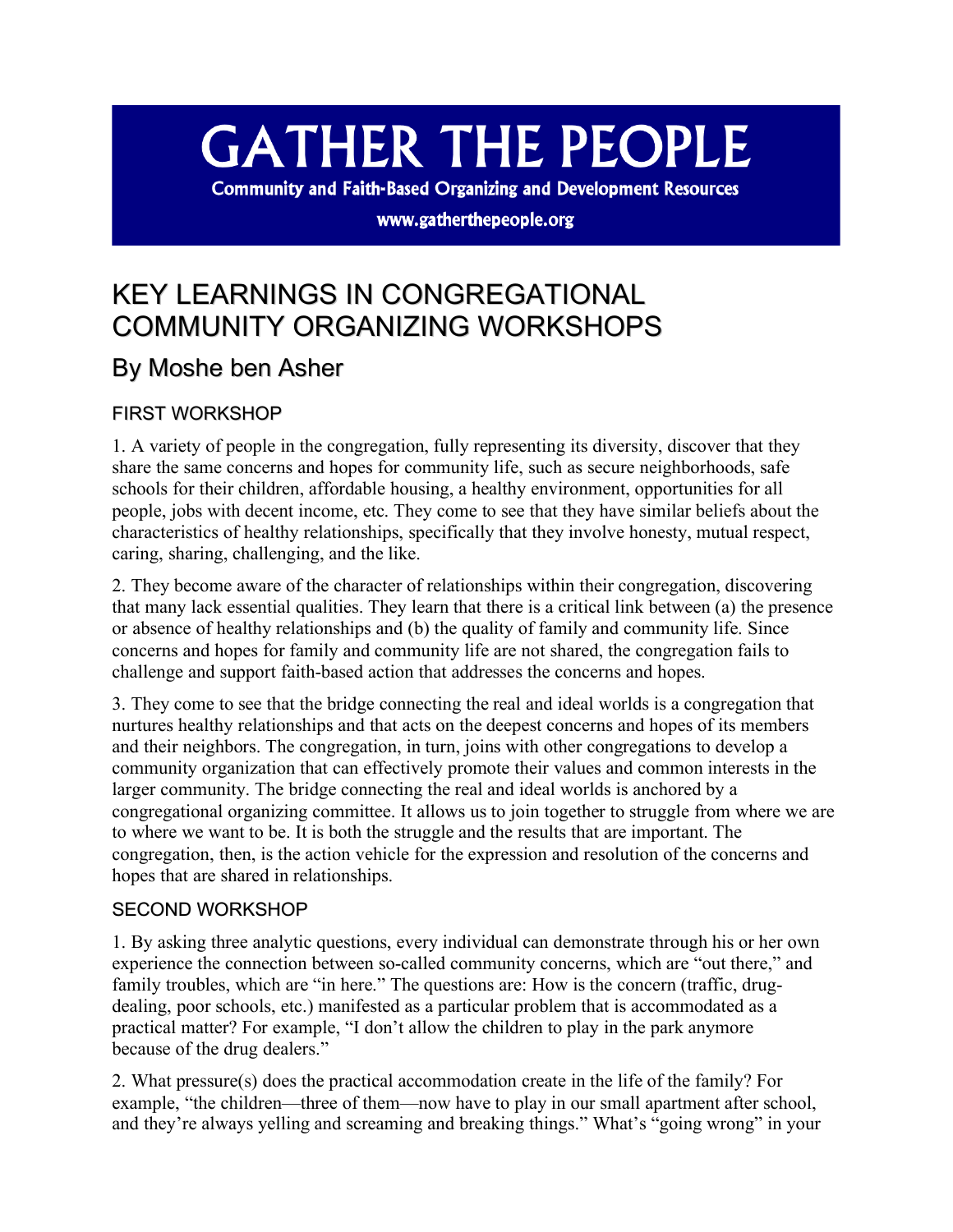# GATHER THE PEOPLE

**Community and Faith-Based Organizing and Development Resources**

**www.gatherthepeople.org**

# KEY LEARNINGS IN CONGREGATIONAL COMMUNITY ORGANIZING WORKSHOPS

## By Moshe ben Asher

### FIRST WORKSHOP

1. A variety of people in the congregation, fully representing its diversity, discover that they share the same concerns and hopes for community life, such as secure neighborhoods, safe schools for their children, affordable housing, a healthy environment, opportunities for all people, jobs with decent income, etc. They come to see that they have similar beliefs about the characteristics of healthy relationships, specifically that they involve honesty, mutual respect, caring, sharing, challenging, and the like.

2. They become aware of the character of relationships within their congregation, discovering that many lack essential qualities. They learn that there is a critical link between (a) the presence or absence of healthy relationships and (b) the quality of family and community life. Since concerns and hopes for family and community life are not shared, the congregation fails to challenge and support faith-based action that addresses the concerns and hopes.

3. They come to see that the bridge connecting the real and ideal worlds is a congregation that nurtures healthy relationships and that acts on the deepest concerns and hopes of its members and their neighbors. The congregation, in turn, joins with other congregations to develop a community organization that can effectively promote their values and common interests in the larger community. The bridge connecting the real and ideal worlds is anchored by a congregational organizing committee. It allows us to join together to struggle from where we are to where we want to be. It is both the struggle and the results that are important. The congregation, then, is the action vehicle for the expression and resolution of the concerns and hopes that are shared in relationships.

### SECOND WORKSHOP

1. By asking three analytic questions, every individual can demonstrate through his or her own experience the connection between so-called community concerns, which are "out there," and family troubles, which are "in here." The questions are: How is the concern (traffic, drug-dealing, poor schools, etc.) manifested as a particular problem that is accommodated as a practical matter? For example, "I don't allow the children to play in the park anymore because of the drug dealers."

2. What pressure(s) does the practical accommodation create in the life of the family? For example, "the children—three of them—now have to play in our small apartment after school, and they're always yelling and screaming and breaking things." What's "going wrong" in your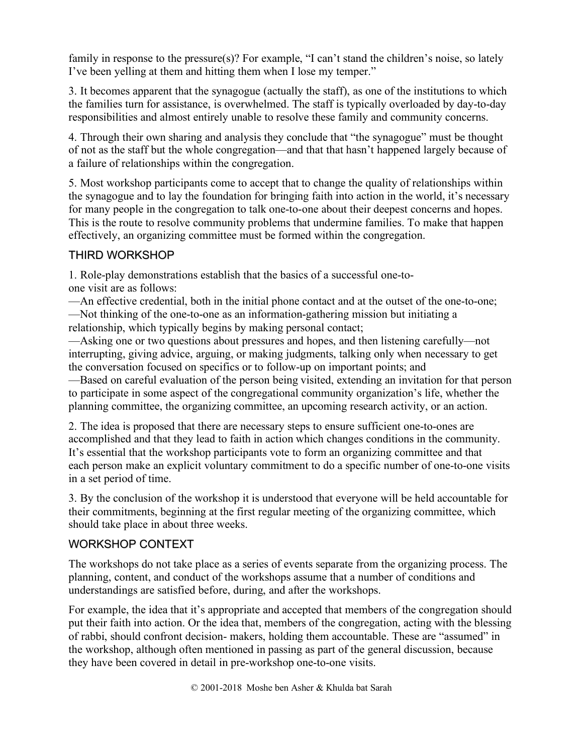family in response to the pressure(s)? For example, “I can’t stand the children’s noise, so lately I’ve been yelling at them and hitting them when I lose my temper.”

3. It becomes apparent that the synagogue (actually the staff), as one of the institutions to which the families turn for assistance, is overwhelmed. The staff is typically overloaded by day-to-day responsibilities and almost entirely unable to resolve these family and community concerns.

4. Through their own sharing and analysis they conclude that “the synagogue” must be thought of not as the staff but the whole congregation—and that that hasn’t happened largely because of a failure of relationships within the congregation.

5. Most workshop participants come to accept that to change the quality of relationships within the synagogue and to lay the foundation for bringing faith into action in the world, it’s necessary for many people in the congregation to talk one-to-one about their deepest concerns and hopes. This is the route to resolve community problems that undermine families. To make that happen effectively, an organizing committee must be formed within the congregation.

## THIRD WORKSHOP

1. Role-play demonstrations establish that the basics of a successful one-to-one visit are as follows:
—An effective credential, both in the initial phone contact and at the outset of the one-to-one;
—Not thinking of the one-to-one as an information-gathering mission but initiating a relationship, which typically begins by making personal contact;
—Asking one or two questions about pressures and hopes, and then listening carefully—not interrupting, giving advice, arguing, or making judgments, talking only when necessary to get the conversation focused on specifics or to follow-up on important points; and
—Based on careful evaluation of the person being visited, extending an invitation for that person to participate in some aspect of the congregational community organization’s life, whether the planning committee, the organizing committee, an upcoming research activity, or an action.

2. The idea is proposed that there are necessary steps to ensure sufficient one-to-ones are accomplished and that they lead to faith in action which changes conditions in the community. It’s essential that the workshop participants vote to form an organizing committee and that each person make an explicit voluntary commitment to do a specific number of one-to-one visits in a set period of time.

3. By the conclusion of the workshop it is understood that everyone will be held accountable for their commitments, beginning at the first regular meeting of the organizing committee, which should take place in about three weeks.

## WORKSHOP CONTEXT

The workshops do not take place as a series of events separate from the organizing process. The planning, content, and conduct of the workshops assume that a number of conditions and understandings are satisfied before, during, and after the workshops.

For example, the idea that it’s appropriate and accepted that members of the congregation should put their faith into action. Or the idea that, members of the congregation, acting with the blessing of rabbi, should confront decision- makers, holding them accountable. These are “assumed” in the workshop, although often mentioned in passing as part of the general discussion, because they have been covered in detail in pre-workshop one-to-one visits.

© 2001-2018 Moshe ben Asher & Khulda bat Sarah